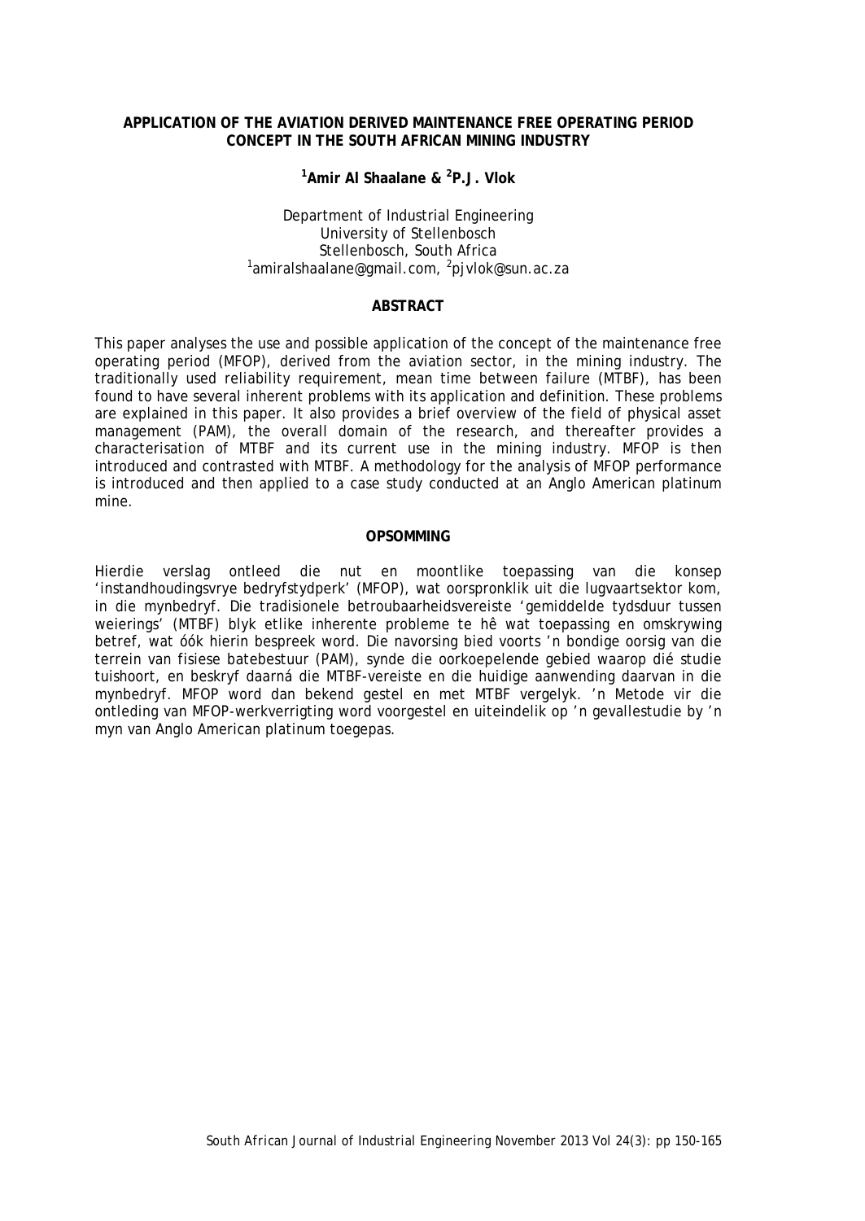# APPLICATION OF THE AVIATION DERIVED MAINTENANCE FREE OPERATING PERIOD CONCEPT IN THE SOUTH AFRICAN MINING INDUSTRY

**[1]Amir Al Shaalane & [2]P.J. Vlok**

Department of Industrial Engineering
University of Stellenbosch
Stellenbosch, South Africa
[1]amiralshaalane@gmail.com, [2]pjvlok@sun.ac.za

## ABSTRACT

This paper analyses the use and possible application of the concept of the maintenance free operating period (MFOP), derived from the aviation sector, in the mining industry. The traditionally used reliability requirement, mean time between failure (MTBF), has been found to have several inherent problems with its application and definition. These problems are explained in this paper. It also provides a brief overview of the field of physical asset management (PAM), the overall domain of the research, and thereafter provides a characterisation of MTBF and its current use in the mining industry. MFOP is then introduced and contrasted with MTBF. A methodology for the analysis of MFOP performance is introduced and then applied to a case study conducted at an Anglo American platinum mine.

## OPSOMMING

Hierdie verslag ontleed die nut en moontlike toepassing van die konsep 'instandhoudingsvrye bedryfstydperk' (MFOP), wat oorspronklik uit die lugvaartsektor kom, in die mynbedryf. Die tradisionele betroubaarheidsvereiste 'gemiddelde tydsduur tussen weierings' (MTBF) blyk etlike inherente probleme te hê wat toepassing en omskrywing betref, wat óók hierin bespreek word. Die navorsing bied voorts 'n bondige oorsig van die terrein van fisiese batebestuur (PAM), synde die oorkoepelende gebied waarop dié studie tuishoort, en beskryf daarná die MTBF-vereiste en die huidige aanwending daarvan in die mynbedryf. MFOP word dan bekend gestel en met MTBF vergelyk. 'n Metode vir die ontleding van MFOP-werkverrigting word voorgestel en uiteindelik op 'n gevallestudie by 'n myn van Anglo American platinum toegepas.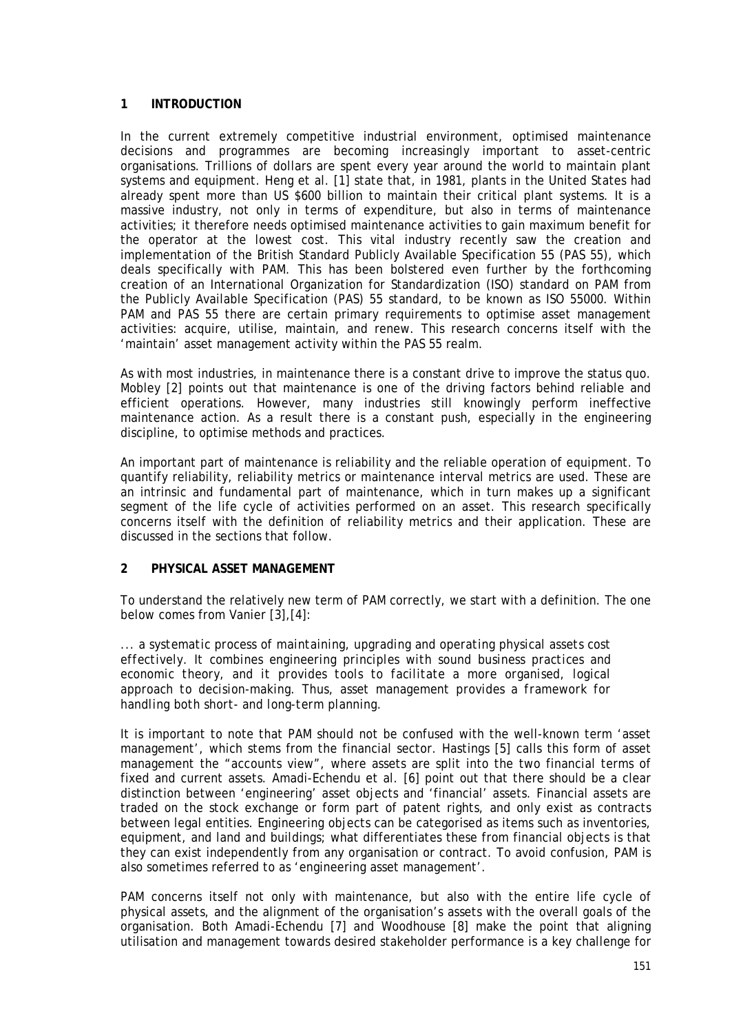## 1 INTRODUCTION

In the current extremely competitive industrial environment, optimised maintenance decisions and programmes are becoming increasingly important to asset-centric organisations. Trillions of dollars are spent every year around the world to maintain plant systems and equipment. Heng et al. [1] state that, in 1981, plants in the United States had already spent more than US $600 billion to maintain their critical plant systems. It is a massive industry, not only in terms of expenditure, but also in terms of maintenance activities; it therefore needs optimised maintenance activities to gain maximum benefit for the operator at the lowest cost. This vital industry recently saw the creation and implementation of the British Standard Publicly Available Specification 55 (PAS 55), which deals specifically with PAM. This has been bolstered even further by the forthcoming creation of an International Organization for Standardization (ISO) standard on PAM from the Publicly Available Specification (PAS) 55 standard, to be known as ISO 55000. Within PAM and PAS 55 there are certain primary requirements to optimise asset management activities: acquire, utilise, maintain, and renew. This research concerns itself with the 'maintain' asset management activity within the PAS 55 realm.

As with most industries, in maintenance there is a constant drive to improve the status quo. Mobley [2] points out that maintenance is one of the driving factors behind reliable and efficient operations. However, many industries still knowingly perform ineffective maintenance action. As a result there is a constant push, especially in the engineering discipline, to optimise methods and practices.

An important part of maintenance is reliability and the reliable operation of equipment. To quantify reliability, reliability metrics or maintenance interval metrics are used. These are an intrinsic and fundamental part of maintenance, which in turn makes up a significant segment of the life cycle of activities performed on an asset. This research specifically concerns itself with the definition of reliability metrics and their application. These are discussed in the sections that follow.

## 2 PHYSICAL ASSET MANAGEMENT

To understand the relatively new term of PAM correctly, we start with a definition. The one below comes from Vanier [3],[4]:

> *... a systematic process of maintaining, upgrading and operating physical assets cost effectively. It combines engineering principles with sound business practices and economic theory, and it provides tools to facilitate a more organised, logical approach to decision-making. Thus, asset management provides a framework for handling both short- and long-term planning.*

It is important to note that PAM should not be confused with the well-known term 'asset management', which stems from the financial sector. Hastings [5] calls this form of asset management the "accounts view", where assets are split into the two financial terms of fixed and current assets. Amadi-Echendu et al. [6] point out that there should be a clear distinction between 'engineering' asset objects and 'financial' assets. Financial assets are traded on the stock exchange or form part of patent rights, and only exist as contracts between legal entities. Engineering objects can be categorised as items such as inventories, equipment, and land and buildings; what differentiates these from financial objects is that they can exist independently from any organisation or contract. To avoid confusion, PAM is also sometimes referred to as 'engineering asset management'.

PAM concerns itself not only with maintenance, but also with the entire life cycle of physical assets, and the alignment of the organisation's assets with the overall goals of the organisation. Both Amadi-Echendu [7] and Woodhouse [8] make the point that aligning utilisation and management towards desired stakeholder performance is a key challenge for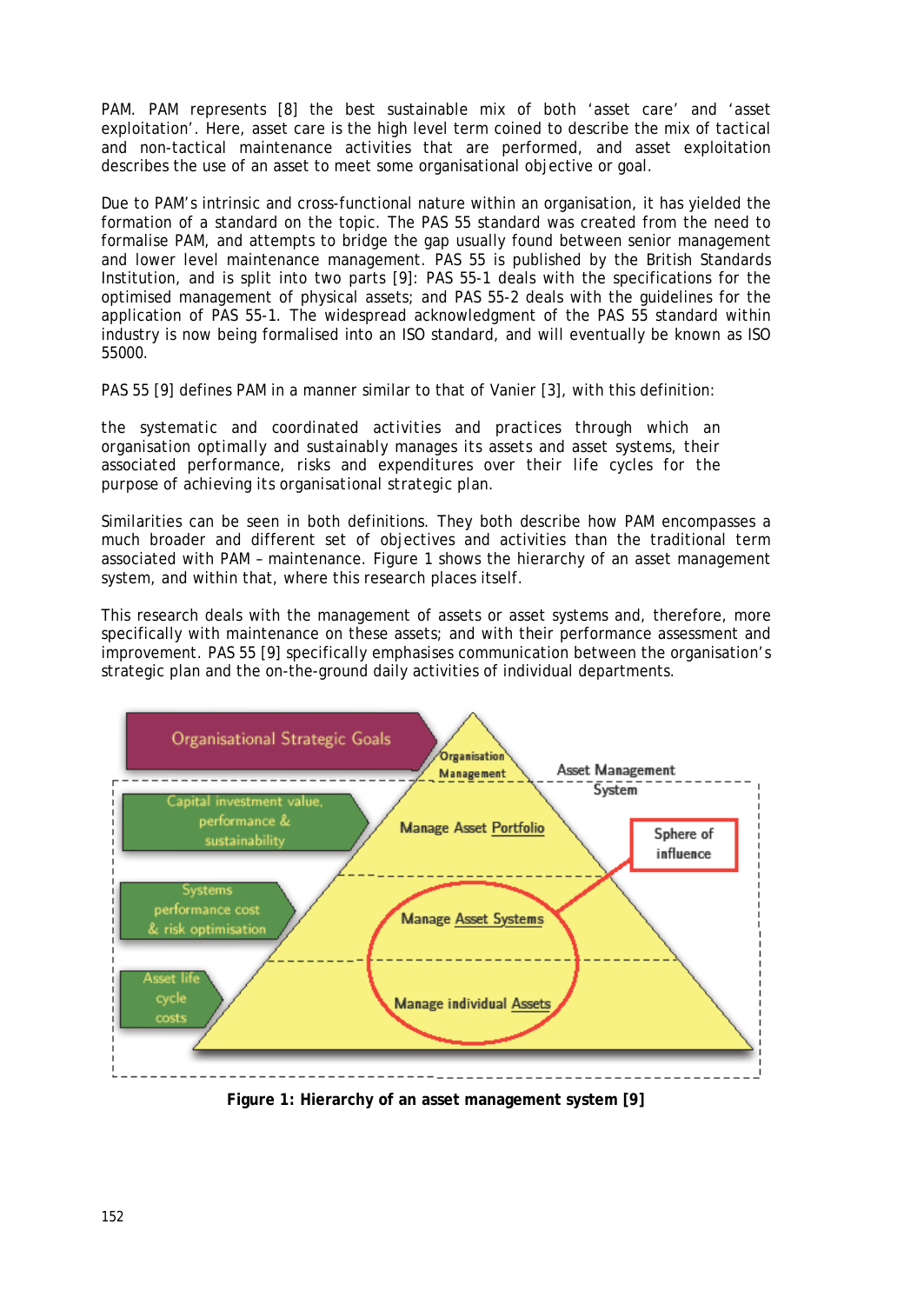PAM. PAM represents [8] the best sustainable mix of both 'asset care' and 'asset exploitation'. Here, asset care is the high level term coined to describe the mix of tactical and non-tactical maintenance activities that are performed, and asset exploitation describes the use of an asset to meet some organisational objective or goal.

Due to PAM's intrinsic and cross-functional nature within an organisation, it has yielded the formation of a standard on the topic. The PAS 55 standard was created from the need to formalise PAM, and attempts to bridge the gap usually found between senior management and lower level maintenance management. PAS 55 is published by the British Standards Institution, and is split into two parts [9]: PAS 55-1 deals with the specifications for the optimised management of physical assets; and PAS 55-2 deals with the guidelines for the application of PAS 55-1. The widespread acknowledgment of the PAS 55 standard within industry is now being formalised into an ISO standard, and will eventually be known as ISO 55000.

PAS 55 [9] defines PAM in a manner similar to that of Vanier [3], with this definition:

> the systematic and coordinated activities and practices through which an organisation optimally and sustainably manages its assets and asset systems, their associated performance, risks and expenditures over their life cycles for the purpose of achieving its organisational strategic plan.

Similarities can be seen in both definitions. They both describe how PAM encompasses a much broader and different set of objectives and activities than the traditional term associated with PAM – maintenance. Figure 1 shows the hierarchy of an asset management system, and within that, where this research places itself.

This research deals with the management of assets or asset systems and, therefore, more specifically with maintenance on these assets; and with their performance assessment and improvement. PAS 55 [9] specifically emphasises communication between the organisation's strategic plan and the on-the-ground daily activities of individual departments.

**Figure 1: Hierarchy of an asset management system [9]**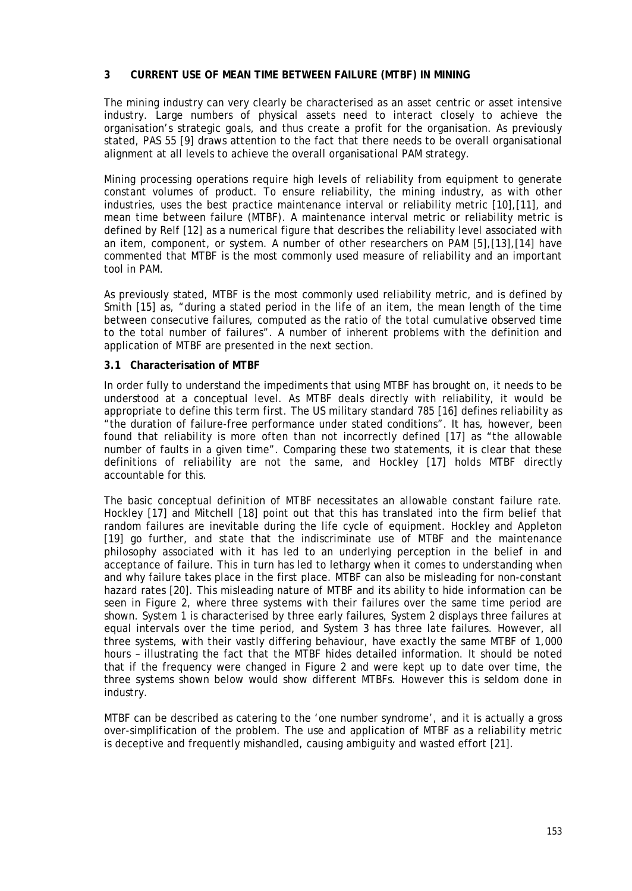## 3 CURRENT USE OF MEAN TIME BETWEEN FAILURE (MTBF) IN MINING

The mining industry can very clearly be characterised as an asset centric or asset intensive industry. Large numbers of physical assets need to interact closely to achieve the organisation's strategic goals, and thus create a profit for the organisation. As previously stated, PAS 55 [9] draws attention to the fact that there needs to be overall organisational alignment at all levels to achieve the overall organisational PAM strategy.

Mining processing operations require high levels of reliability from equipment to generate constant volumes of product. To ensure reliability, the mining industry, as with other industries, uses the best practice maintenance interval or reliability metric [10],[11], and mean time between failure (MTBF). A maintenance interval metric or reliability metric is defined by Relf [12] as a numerical figure that describes the reliability level associated with an item, component, or system. A number of other researchers on PAM [5],[13],[14] have commented that MTBF is the most commonly used measure of reliability and an important tool in PAM.

As previously stated, MTBF is the most commonly used reliability metric, and is defined by Smith [15] as, "during a stated period in the life of an item, the mean length of the time between consecutive failures, computed as the ratio of the total cumulative observed time to the total number of failures". A number of inherent problems with the definition and application of MTBF are presented in the next section.

### 3.1 Characterisation of MTBF

In order fully to understand the impediments that using MTBF has brought on, it needs to be understood at a conceptual level. As MTBF deals directly with reliability, it would be appropriate to define this term first. The US military standard 785 [16] defines reliability as "the duration of failure-free performance under stated conditions". It has, however, been found that reliability is more often than not incorrectly defined [17] as "the allowable number of faults in a given time". Comparing these two statements, it is clear that these definitions of reliability are not the same, and Hockley [17] holds MTBF directly accountable for this.

The basic conceptual definition of MTBF necessitates an allowable constant failure rate. Hockley [17] and Mitchell [18] point out that this has translated into the firm belief that random failures are inevitable during the life cycle of equipment. Hockley and Appleton [19] go further, and state that the indiscriminate use of MTBF and the maintenance philosophy associated with it has led to an underlying perception in the belief in and acceptance of failure. This in turn has led to lethargy when it comes to understanding when and why failure takes place in the first place. MTBF can also be misleading for non-constant hazard rates [20]. This misleading nature of MTBF and its ability to hide information can be seen in Figure 2, where three systems with their failures over the same time period are shown. System 1 is characterised by three early failures, System 2 displays three failures at equal intervals over the time period, and System 3 has three late failures. However, all three systems, with their vastly differing behaviour, have exactly the same MTBF of 1,000 hours – illustrating the fact that the MTBF hides detailed information. It should be noted that if the frequency were changed in Figure 2 and were kept up to date over time, the three systems shown below would show different MTBFs. However this is seldom done in industry.

MTBF can be described as catering to the 'one number syndrome', and it is actually a gross over-simplification of the problem. The use and application of MTBF as a reliability metric is deceptive and frequently mishandled, causing ambiguity and wasted effort [21].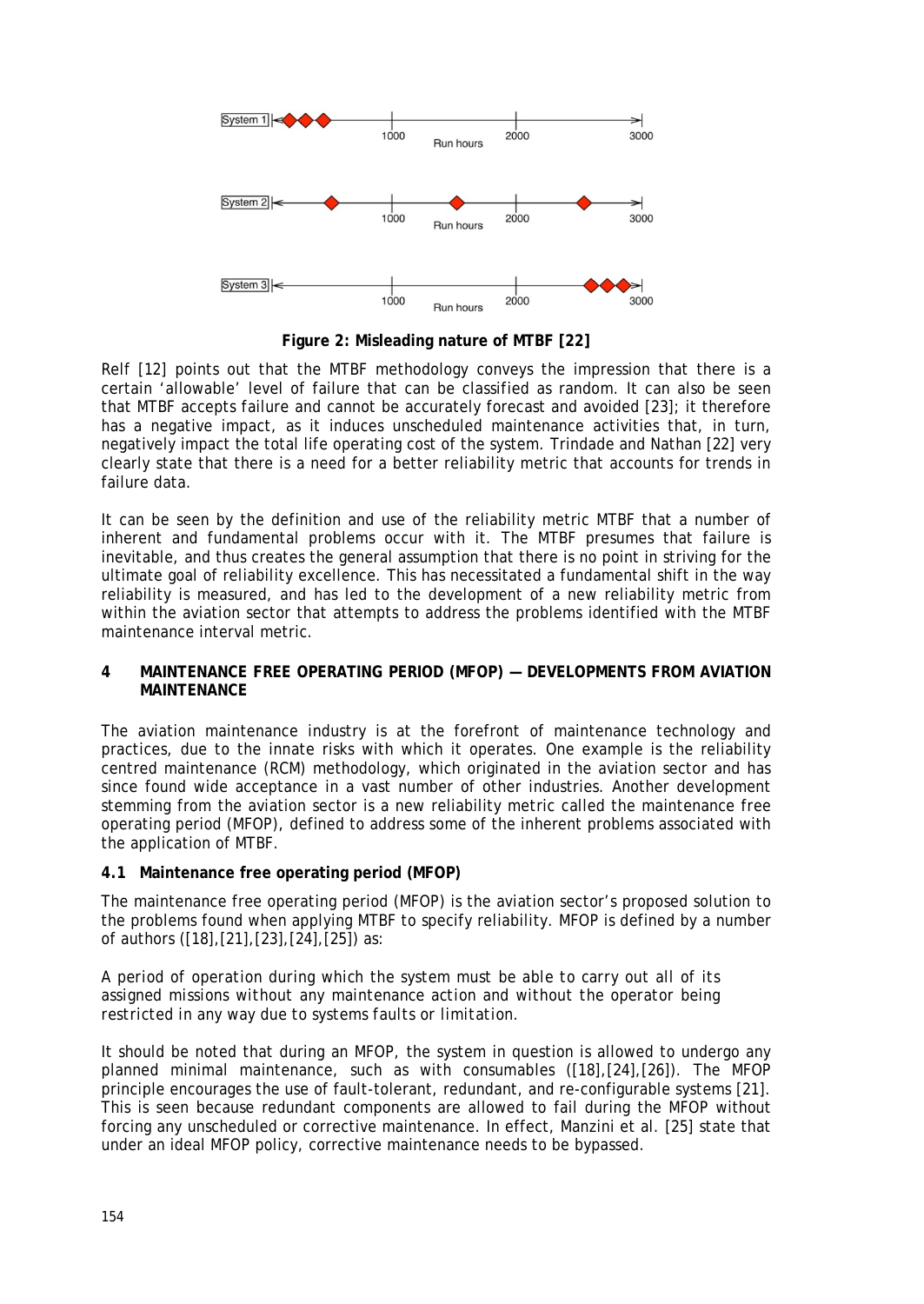**Figure 2: Misleading nature of MTBF [22]**

Relf [12] points out that the MTBF methodology conveys the impression that there is a certain 'allowable' level of failure that can be classified as random. It can also be seen that MTBF accepts failure and cannot be accurately forecast and avoided [23]; it therefore has a negative impact, as it induces unscheduled maintenance activities that, in turn, negatively impact the total life operating cost of the system. Trindade and Nathan [22] very clearly state that there is a need for a better reliability metric that accounts for trends in failure data.

It can be seen by the definition and use of the reliability metric MTBF that a number of inherent and fundamental problems occur with it. The MTBF presumes that failure is inevitable, and thus creates the general assumption that there is no point in striving for the ultimate goal of reliability excellence. This has necessitated a fundamental shift in the way reliability is measured, and has led to the development of a new reliability metric from within the aviation sector that attempts to address the problems identified with the MTBF maintenance interval metric.

## 4 MAINTENANCE FREE OPERATING PERIOD (MFOP) — DEVELOPMENTS FROM AVIATION MAINTENANCE

The aviation maintenance industry is at the forefront of maintenance technology and practices, due to the innate risks with which it operates. One example is the reliability centred maintenance (RCM) methodology, which originated in the aviation sector and has since found wide acceptance in a vast number of other industries. Another development stemming from the aviation sector is a new reliability metric called the maintenance free operating period (MFOP), defined to address some of the inherent problems associated with the application of MTBF.

### 4.1 Maintenance free operating period (MFOP)

The maintenance free operating period (MFOP) is the aviation sector's proposed solution to the problems found when applying MTBF to specify reliability. MFOP is defined by a number of authors ([18],[21],[23],[24],[25]) as:

*A period of operation during which the system must be able to carry out all of its assigned missions without any maintenance action and without the operator being restricted in any way due to systems faults or limitation.*

It should be noted that during an MFOP, the system in question is allowed to undergo any planned minimal maintenance, such as with consumables ([18],[24],[26]). The MFOP principle encourages the use of fault-tolerant, redundant, and re-configurable systems [21]. This is seen because redundant components are allowed to fail during the MFOP without forcing any unscheduled or corrective maintenance. In effect, Manzini et al. [25] state that under an ideal MFOP policy, corrective maintenance needs to be bypassed.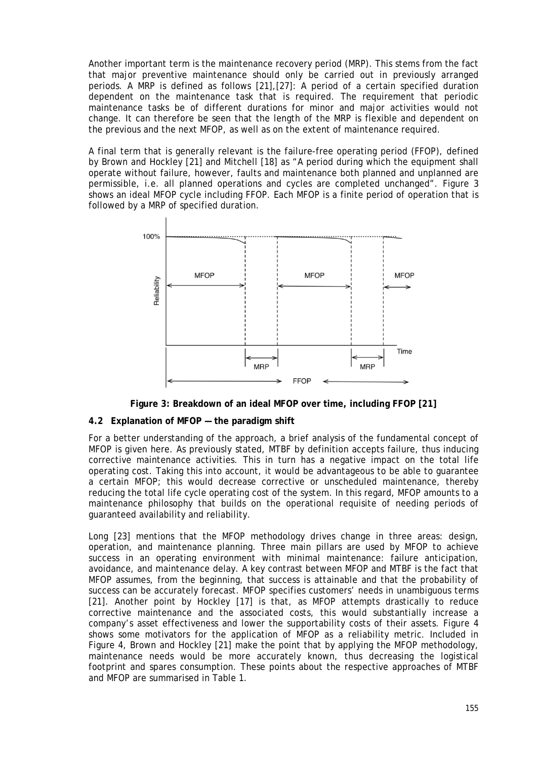Another important term is the maintenance recovery period (MRP). This stems from the fact that major preventive maintenance should only be carried out in previously arranged periods. A MRP is defined as follows [21],[27]: A period of a certain specified duration dependent on the maintenance task that is required. The requirement that periodic maintenance tasks be of different durations for minor and major activities would not change. It can therefore be seen that the length of the MRP is flexible and dependent on the previous and the next MFOP, as well as on the extent of maintenance required.

A final term that is generally relevant is the failure-free operating period (FFOP), defined by Brown and Hockley [21] and Mitchell [18] as "A period during which the equipment shall operate without failure, however, faults and maintenance both planned and unplanned are permissible, i.e. all planned operations and cycles are completed unchanged". Figure 3 shows an ideal MFOP cycle including FFOP. Each MFOP is a finite period of operation that is followed by a MRP of specified duration.

**Figure 3: Breakdown of an ideal MFOP over time, including FFOP [21]**

### 4.2 Explanation of MFOP — the paradigm shift

For a better understanding of the approach, a brief analysis of the fundamental concept of MFOP is given here. As previously stated, MTBF by definition accepts failure, thus inducing corrective maintenance activities. This in turn has a negative impact on the total life operating cost. Taking this into account, it would be advantageous to be able to guarantee a certain MFOP; this would decrease corrective or unscheduled maintenance, thereby reducing the total life cycle operating cost of the system. In this regard, MFOP amounts to a maintenance philosophy that builds on the operational requisite of needing periods of guaranteed availability and reliability.

Long [23] mentions that the MFOP methodology drives change in three areas: design, operation, and maintenance planning. Three main pillars are used by MFOP to achieve success in an operating environment with minimal maintenance: failure anticipation, avoidance, and maintenance delay. A key contrast between MFOP and MTBF is the fact that MFOP assumes, from the beginning, that success is attainable and that the probability of success can be accurately forecast. MFOP specifies customers' needs in unambiguous terms [21]. Another point by Hockley [17] is that, as MFOP attempts drastically to reduce corrective maintenance and the associated costs, this would substantially increase a company's asset effectiveness and lower the supportability costs of their assets. Figure 4 shows some motivators for the application of MFOP as a reliability metric. Included in Figure 4, Brown and Hockley [21] make the point that by applying the MFOP methodology, maintenance needs would be more accurately known, thus decreasing the logistical footprint and spares consumption. These points about the respective approaches of MTBF and MFOP are summarised in Table 1.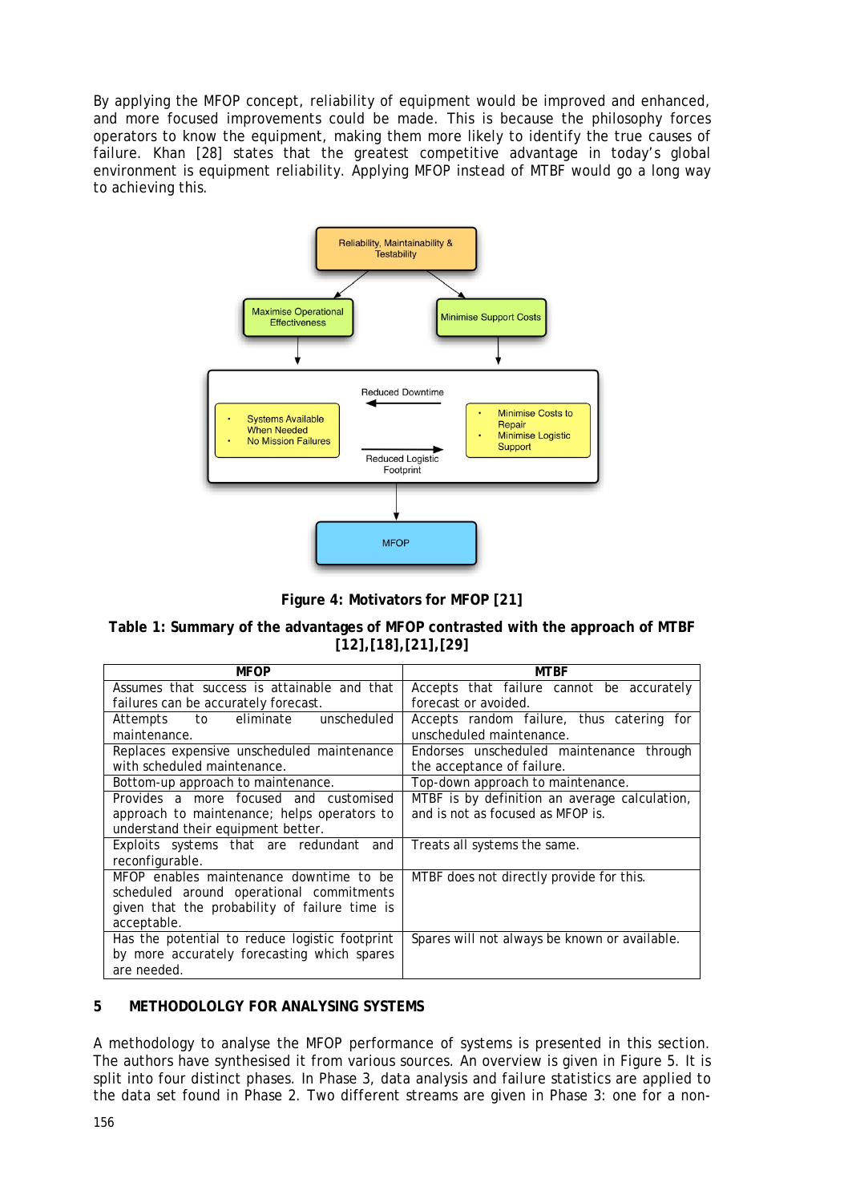By applying the MFOP concept, reliability of equipment would be improved and enhanced, and more focused improvements could be made. This is because the philosophy forces operators to know the equipment, making them more likely to identify the true causes of failure. Khan [28] states that the greatest competitive advantage in today's global environment is equipment reliability. Applying MFOP instead of MTBF would go a long way to achieving this.

**Figure 4: Motivators for MFOP [21]**

**Table 1: Summary of the advantages of MFOP contrasted with the approach of MTBF [12],[18],[21],[29]**

| MFOP | MTBF |
|---|---|
| Assumes that success is attainable and that failures can be accurately forecast. | Accepts that failure cannot be accurately forecast or avoided. |
| Attempts to eliminate unscheduled maintenance. | Accepts random failure, thus catering for unscheduled maintenance. |
| Replaces expensive unscheduled maintenance with scheduled maintenance. | Endorses unscheduled maintenance through the acceptance of failure. |
| Bottom-up approach to maintenance. | Top-down approach to maintenance. |
| Provides a more focused and customised approach to maintenance; helps operators to understand their equipment better. | MTBF is by definition an average calculation, and is not as focused as MFOP is. |
| Exploits systems that are redundant and reconfigurable. | Treats all systems the same. |
| MFOP enables maintenance downtime to be scheduled around operational commitments given that the probability of failure time is acceptable. | MTBF does not directly provide for this. |
| Has the potential to reduce logistic footprint by more accurately forecasting which spares are needed. | Spares will not always be known or available. |

## 5 METHODOLOLGY FOR ANALYSING SYSTEMS

A methodology to analyse the MFOP performance of systems is presented in this section. The authors have synthesised it from various sources. An overview is given in Figure 5. It is split into four distinct phases. In Phase 3, data analysis and failure statistics are applied to the data set found in Phase 2. Two different streams are given in Phase 3: one for a non-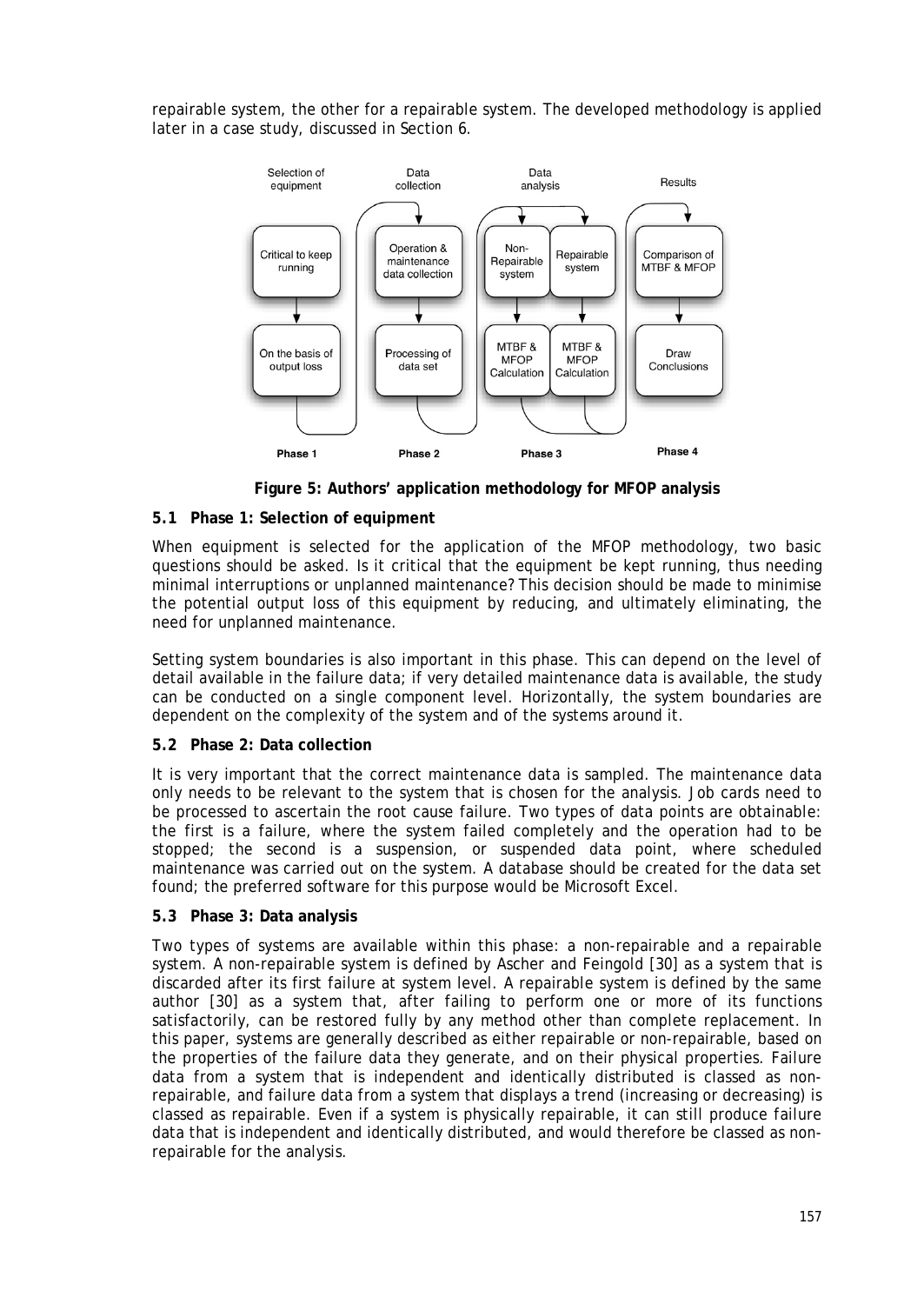repairable system, the other for a repairable system. The developed methodology is applied later in a case study, discussed in Section 6.

**Figure 5: Authors' application methodology for MFOP analysis**

### 5.1 Phase 1: Selection of equipment

When equipment is selected for the application of the MFOP methodology, two basic questions should be asked. Is it critical that the equipment be kept running, thus needing minimal interruptions or unplanned maintenance? This decision should be made to minimise the potential output loss of this equipment by reducing, and ultimately eliminating, the need for unplanned maintenance.

Setting system boundaries is also important in this phase. This can depend on the level of detail available in the failure data; if very detailed maintenance data is available, the study can be conducted on a single component level. Horizontally, the system boundaries are dependent on the complexity of the system and of the systems around it.

### 5.2 Phase 2: Data collection

It is very important that the correct maintenance data is sampled. The maintenance data only needs to be relevant to the system that is chosen for the analysis. Job cards need to be processed to ascertain the root cause failure. Two types of data points are obtainable: the first is a failure, where the system failed completely and the operation had to be stopped; the second is a suspension, or suspended data point, where scheduled maintenance was carried out on the system. A database should be created for the data set found; the preferred software for this purpose would be Microsoft Excel.

### 5.3 Phase 3: Data analysis

Two types of systems are available within this phase: a non-repairable and a repairable system. A non-repairable system is defined by Ascher and Feingold [30] as a system that is discarded after its first failure at system level. A repairable system is defined by the same author [30] as a system that, after failing to perform one or more of its functions satisfactorily, can be restored fully by any method other than complete replacement. In this paper, systems are generally described as either repairable or non-repairable, based on the properties of the failure data they generate, and on their physical properties. Failure data from a system that is independent and identically distributed is classed as non-repairable, and failure data from a system that displays a trend (increasing or decreasing) is classed as repairable. Even if a system is physically repairable, it can still produce failure data that is independent and identically distributed, and would therefore be classed as non-repairable for the analysis.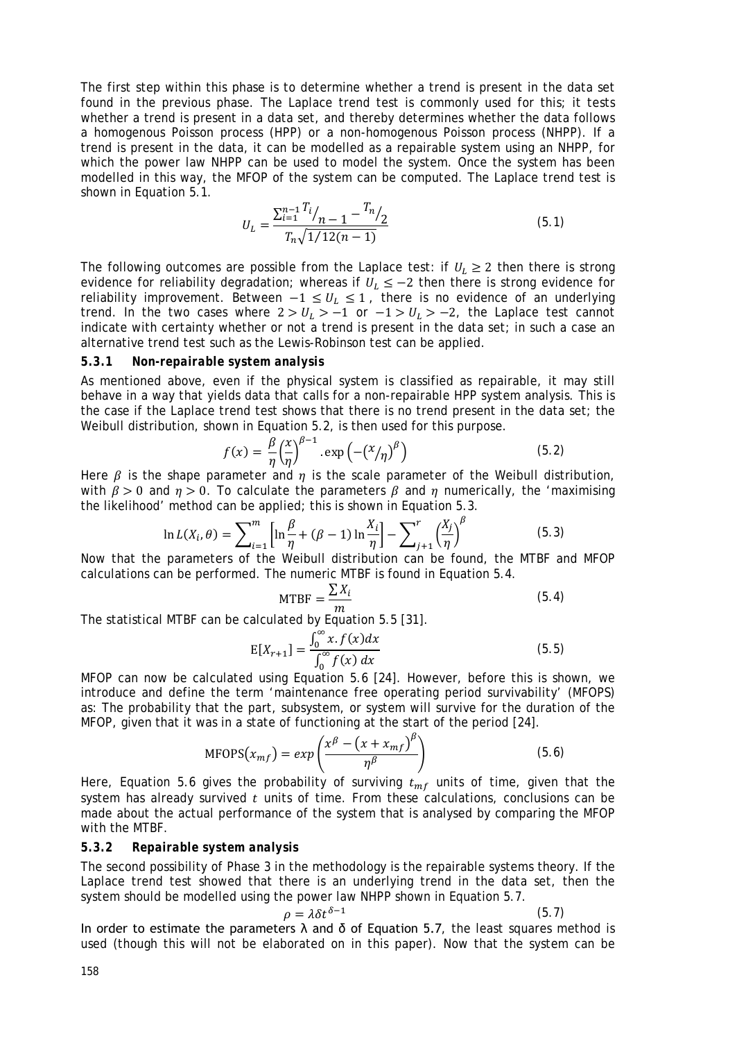The first step within this phase is to determine whether a trend is present in the data set found in the previous phase. The Laplace trend test is commonly used for this; it tests whether a trend is present in a data set, and thereby determines whether the data follows a homogenous Poisson process (HPP) or a non-homogenous Poisson process (NHPP). If a trend is present in the data, it can be modelled as a repairable system using an NHPP, for which the power law NHPP can be used to model the system. Once the system has been modelled in this way, the MFOP of the system can be computed. The Laplace trend test is shown in Equation 5.1.

$$U_L = \frac{\sum_{i=1}^{n-1} T_i / _{n-1} - {T_n}/_2}{T_n\sqrt{1/12(n-1)}} \tag{5.1}$$

The following outcomes are possible from the Laplace test: if $U_L \geq 2$ then there is strong evidence for reliability degradation; whereas if $U_L \leq -2$ then there is strong evidence for reliability improvement. Between $-1 \leq U_L \leq 1$ , there is no evidence of an underlying trend. In the two cases where $2 > U_L > -1$ or $-1 > U_L > -2$, the Laplace test cannot indicate with certainty whether or not a trend is present in the data set; in such a case an alternative trend test such as the Lewis-Robinson test can be applied.

### 5.3.1 Non-repairable system analysis

As mentioned above, even if the physical system is classified as repairable, it may still behave in a way that yields data that calls for a non-repairable HPP system analysis. This is the case if the Laplace trend test shows that there is no trend present in the data set; the Weibull distribution, shown in Equation 5.2, is then used for this purpose.

$$f(x) = \frac{\beta}{\eta}\left(\frac{x}{\eta}\right)^{\beta-1}.\exp\left(-\left({x}/{\eta}\right)^{\beta}\right) \tag{5.2}$$

Here $\beta$ is the shape parameter and $\eta$ is the scale parameter of the Weibull distribution, with $\beta > 0$ and $\eta > 0$. To calculate the parameters $\beta$ and $\eta$ numerically, the 'maximising the likelihood' method can be applied; this is shown in Equation 5.3.

$$\ln L(X_i, \theta) = \sum\nolimits_{i=1}^{m}\left[\ln\frac{\beta}{\eta} + (\beta-1)\ln\frac{X_i}{\eta}\right] - \sum\nolimits_{j+1}^{r}\left(\frac{X_j}{\eta}\right)^{\beta} \tag{5.3}$$

Now that the parameters of the Weibull distribution can be found, the MTBF and MFOP calculations can be performed. The numeric MTBF is found in Equation 5.4.

$$\text{MTBF} = \frac{\sum X_i}{m} \tag{5.4}$$

The statistical MTBF can be calculated by Equation 5.5 [31].

$$\text{E}[X_{r+1}] = \frac{\int_0^{\infty} x.f(x)dx}{\int_0^{\infty} f(x)\, dx} \tag{5.5}$$

MFOP can now be calculated using Equation 5.6 [24]. However, before this is shown, we introduce and define the term 'maintenance free operating period survivability' (MFOPS) as: The probability that the part, subsystem, or system will survive for the duration of the MFOP, given that it was in a state of functioning at the start of the period [24].

$$\text{MFOPS}(x_{mf}) = exp\left(\frac{x^{\beta} - \left(x + x_{mf}\right)^{\beta}}{\eta^{\beta}}\right) \tag{5.6}$$

Here, Equation 5.6 gives the probability of surviving $t_{mf}$ units of time, given that the system has already survived $t$ units of time. From these calculations, conclusions can be made about the actual performance of the system that is analysed by comparing the MFOP with the MTBF.

### 5.3.2 Repairable system analysis

The second possibility of Phase 3 in the methodology is the repairable systems theory. If the Laplace trend test showed that there is an underlying trend in the data set, then the system should be modelled using the power law NHPP shown in Equation 5.7.

$$\rho = \lambda\delta t^{\delta-1} \tag{5.7}$$

In order to estimate the parameters $\lambda$ and $\delta$ of Equation 5.7, the least squares method is used (though this will not be elaborated on in this paper). Now that the system can be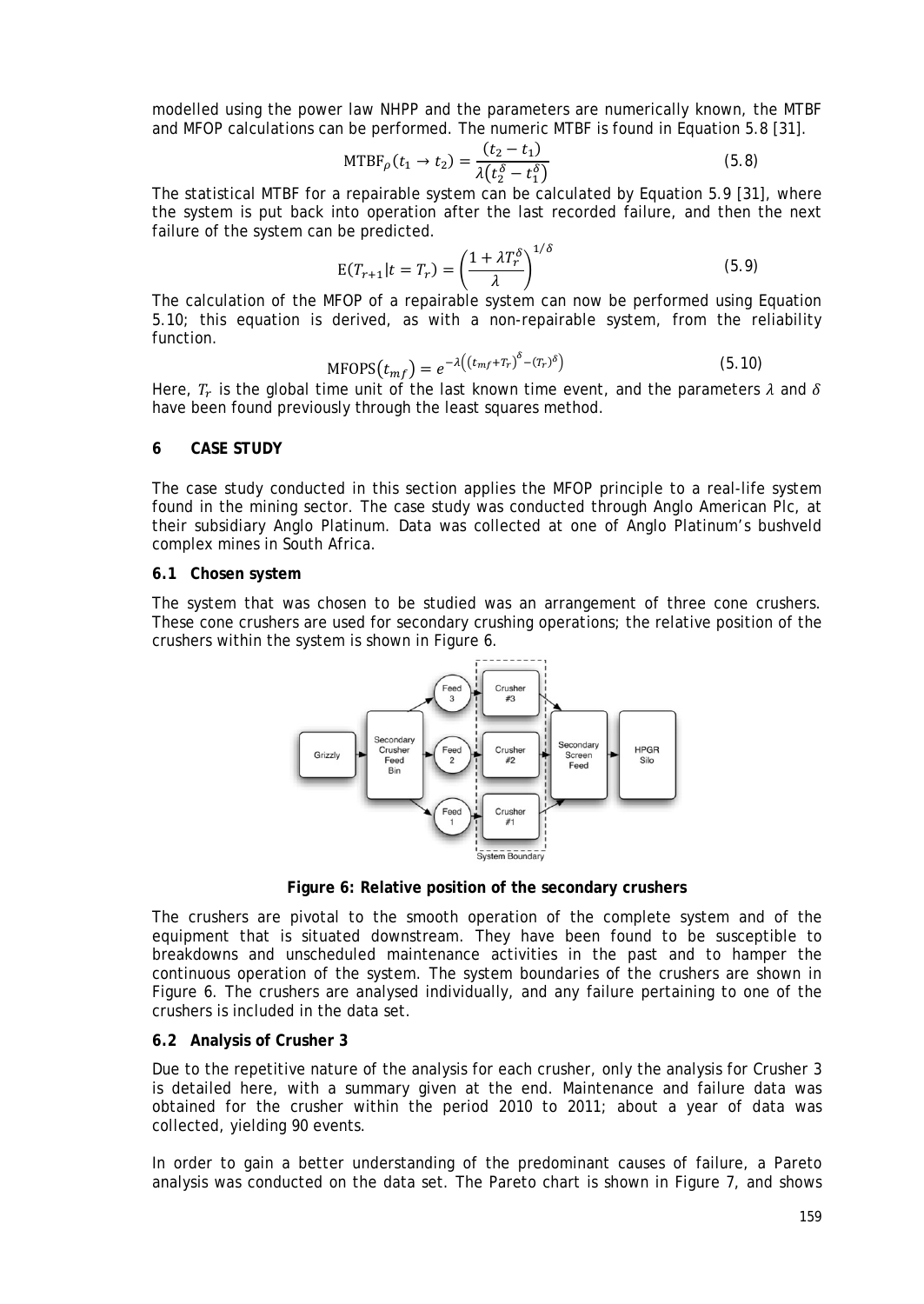modelled using the power law NHPP and the parameters are numerically known, the MTBF and MFOP calculations can be performed. The numeric MTBF is found in Equation 5.8 [31].

$$\mathrm{MTBF}_{\rho}(t_1 \rightarrow t_2) = \frac{(t_2 - t_1)}{\lambda\left(t_2^{\delta} - t_1^{\delta}\right)} \tag{5.8}$$

The statistical MTBF for a repairable system can be calculated by Equation 5.9 [31], where the system is put back into operation after the last recorded failure, and then the next failure of the system can be predicted.

$$\mathrm{E}(T_{r+1} | t = T_r) = \left(\frac{1 + \lambda T_r^{\delta}}{\lambda}\right)^{1/\delta} \tag{5.9}$$

The calculation of the MFOP of a repairable system can now be performed using Equation 5.10; this equation is derived, as with a non-repairable system, from the reliability function.

$$\mathrm{MFOPS}\left(t_{mf}\right) = e^{-\lambda\left(\left(t_{mf} + T_r\right)^{\delta} - (T_r)^{\delta}\right)} \tag{5.10}$$

Here, $T_r$ is the global time unit of the last known time event, and the parameters $\lambda$ and $\delta$ have been found previously through the least squares method.

## 6 CASE STUDY

The case study conducted in this section applies the MFOP principle to a real-life system found in the mining sector. The case study was conducted through Anglo American Plc, at their subsidiary Anglo Platinum. Data was collected at one of Anglo Platinum's bushveld complex mines in South Africa.

### 6.1 Chosen system

The system that was chosen to be studied was an arrangement of three cone crushers. These cone crushers are used for secondary crushing operations; the relative position of the crushers within the system is shown in Figure 6.

**Figure 6: Relative position of the secondary crushers**

The crushers are pivotal to the smooth operation of the complete system and of the equipment that is situated downstream. They have been found to be susceptible to breakdowns and unscheduled maintenance activities in the past and to hamper the continuous operation of the system. The system boundaries of the crushers are shown in Figure 6. The crushers are analysed individually, and any failure pertaining to one of the crushers is included in the data set.

### 6.2 Analysis of Crusher 3

Due to the repetitive nature of the analysis for each crusher, only the analysis for Crusher 3 is detailed here, with a summary given at the end. Maintenance and failure data was obtained for the crusher within the period 2010 to 2011; about a year of data was collected, yielding 90 events.

In order to gain a better understanding of the predominant causes of failure, a Pareto analysis was conducted on the data set. The Pareto chart is shown in Figure 7, and shows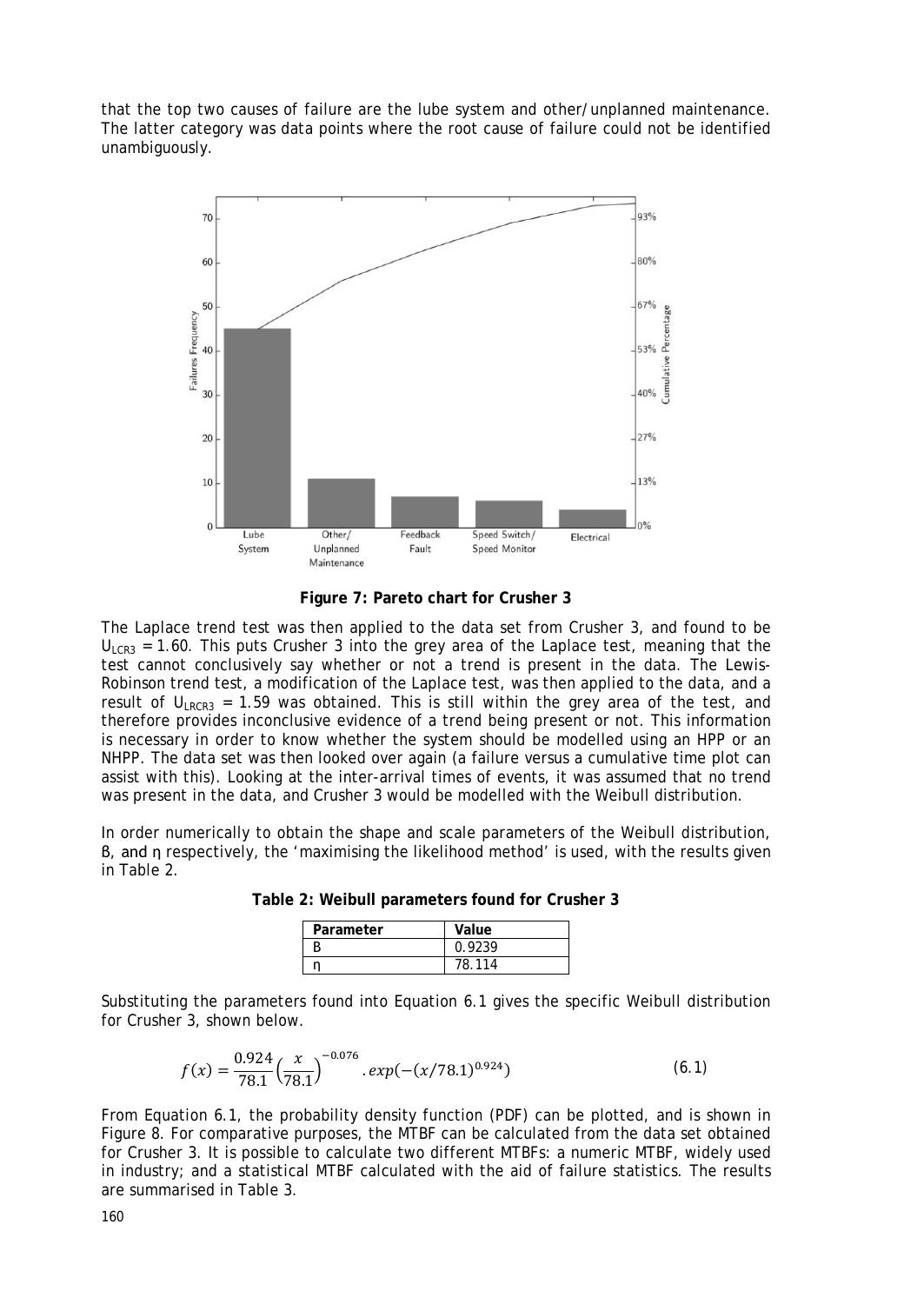that the top two causes of failure are the lube system and other/unplanned maintenance. The latter category was data points where the root cause of failure could not be identified unambiguously.

**Figure 7: Pareto chart for Crusher 3**

The Laplace trend test was then applied to the data set from Crusher 3, and found to be $U_{LCR3} = 1.60$. This puts Crusher 3 into the grey area of the Laplace test, meaning that the test cannot conclusively say whether or not a trend is present in the data. The Lewis-Robinson trend test, a modification of the Laplace test, was then applied to the data, and a result of $U_{LRCR3} = 1.59$ was obtained. This is still within the grey area of the test, and therefore provides inconclusive evidence of a trend being present or not. This information is necessary in order to know whether the system should be modelled using an HPP or an NHPP. The data set was then looked over again (a failure versus a cumulative time plot can assist with this). Looking at the inter-arrival times of events, it was assumed that no trend was present in the data, and Crusher 3 would be modelled with the Weibull distribution.

In order numerically to obtain the shape and scale parameters of the Weibull distribution, ß, and η respectively, the 'maximising the likelihood method' is used, with the results given in Table 2.

**Table 2: Weibull parameters found for Crusher 3**

| Parameter | Value |
|---|---|
| ß | 0.9239 |
| η | 78.114 |

Substituting the parameters found into Equation 6.1 gives the specific Weibull distribution for Crusher 3, shown below.

$$f(x) = \frac{0.924}{78.1}\left(\frac{x}{78.1}\right)^{-0.076}.exp(-(x/78.1)^{0.924}) \tag{6.1}$$

From Equation 6.1, the probability density function (PDF) can be plotted, and is shown in Figure 8. For comparative purposes, the MTBF can be calculated from the data set obtained for Crusher 3. It is possible to calculate two different MTBFs: a numeric MTBF, widely used in industry; and a statistical MTBF calculated with the aid of failure statistics. The results are summarised in Table 3.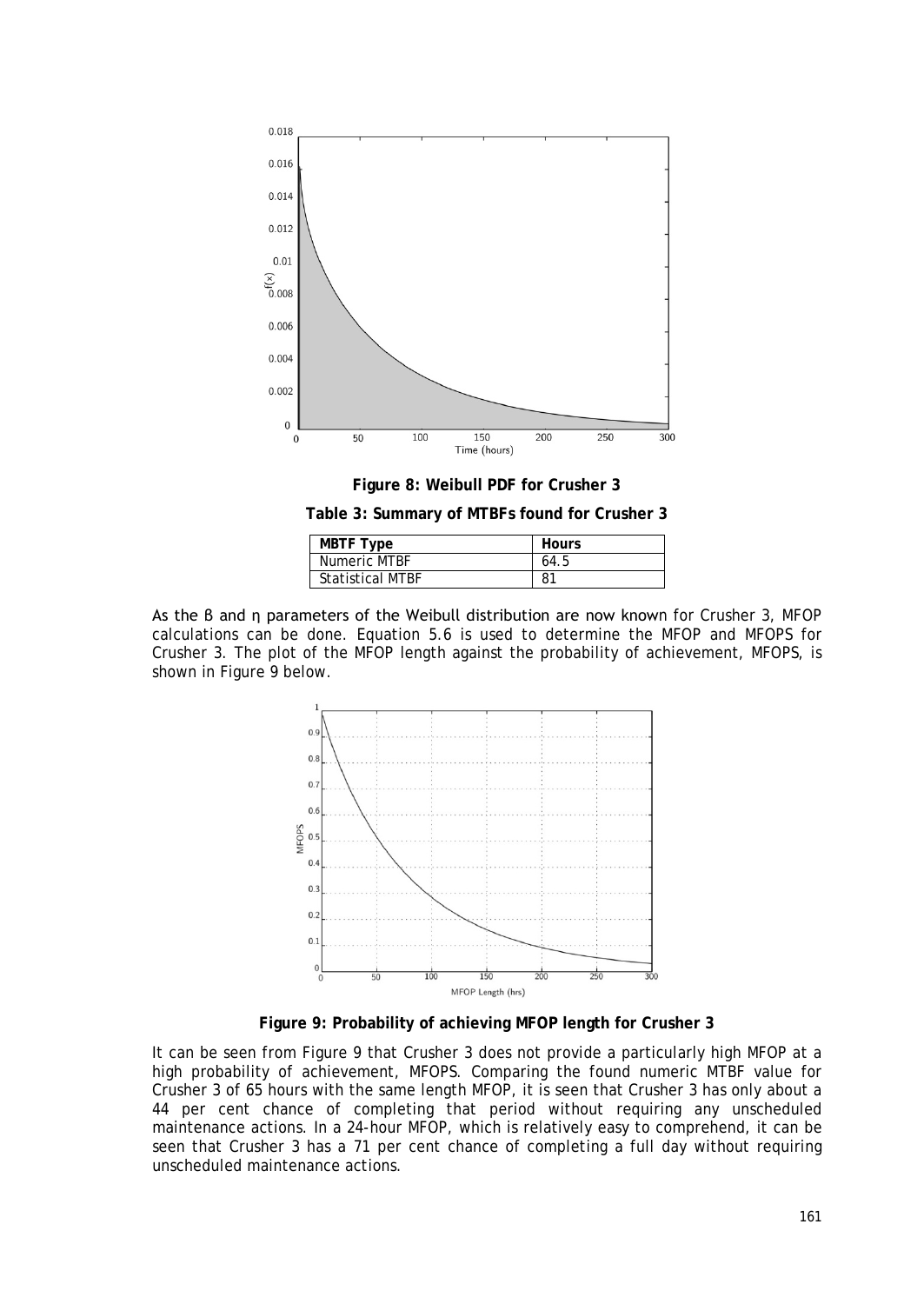**Figure 8: Weibull PDF for Crusher 3**

**Table 3: Summary of MTBFs found for Crusher 3**

| MBTF Type | Hours |
|---|---|
| Numeric MTBF | 64.5 |
| Statistical MTBF | 81 |

As the β and η parameters of the Weibull distribution are now known for Crusher 3, MFOP calculations can be done. Equation 5.6 is used to determine the MFOP and MFOPS for Crusher 3. The plot of the MFOP length against the probability of achievement, MFOPS, is shown in Figure 9 below.

**Figure 9: Probability of achieving MFOP length for Crusher 3**

It can be seen from Figure 9 that Crusher 3 does not provide a particularly high MFOP at a high probability of achievement, MFOPS. Comparing the found numeric MTBF value for Crusher 3 of 65 hours with the same length MFOP, it is seen that Crusher 3 has only about a 44 per cent chance of completing that period without requiring any unscheduled maintenance actions. In a 24-hour MFOP, which is relatively easy to comprehend, it can be seen that Crusher 3 has a 71 per cent chance of completing a full day without requiring unscheduled maintenance actions.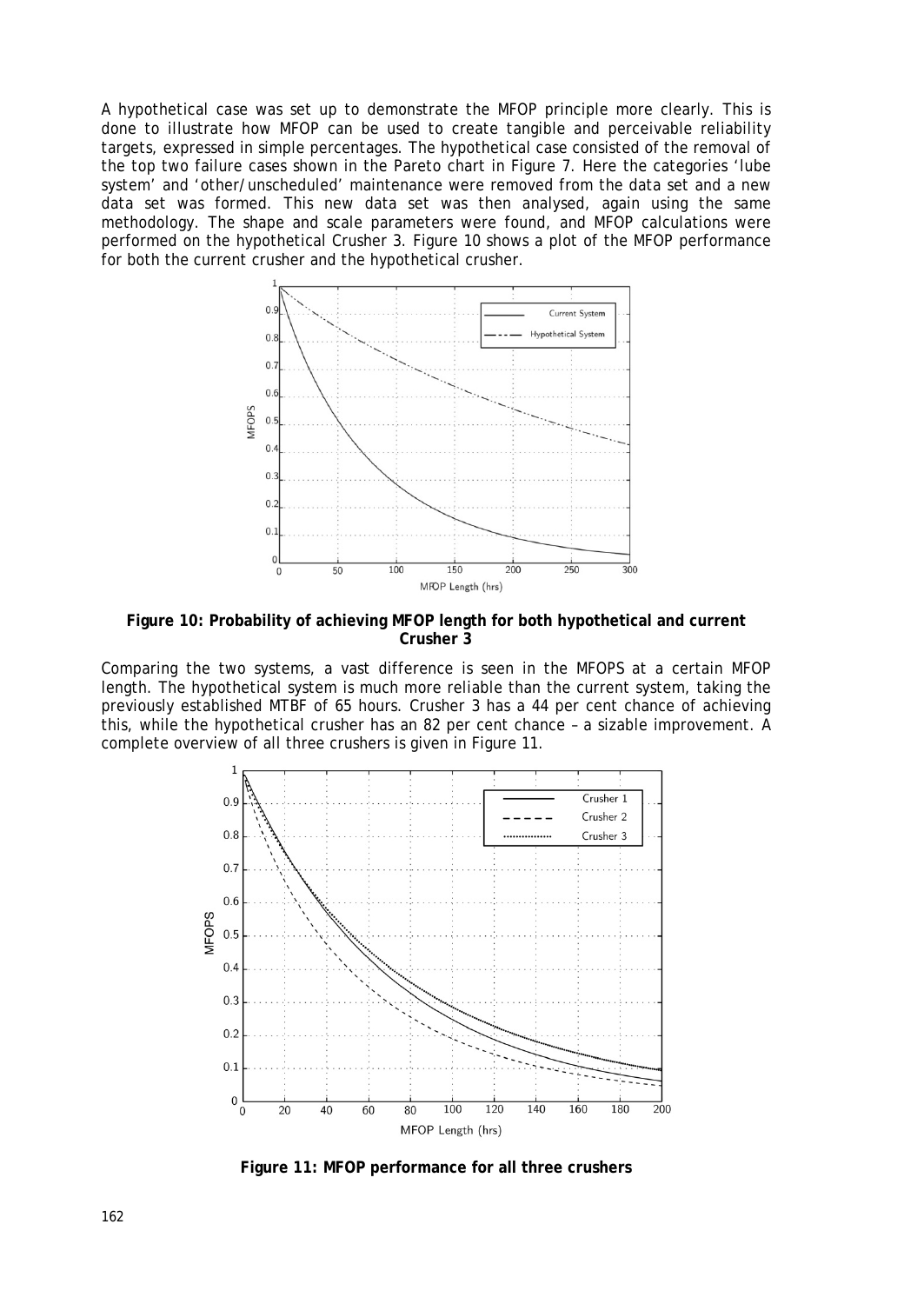A hypothetical case was set up to demonstrate the MFOP principle more clearly. This is done to illustrate how MFOP can be used to create tangible and perceivable reliability targets, expressed in simple percentages. The hypothetical case consisted of the removal of the top two failure cases shown in the Pareto chart in Figure 7. Here the categories 'lube system' and 'other/unscheduled' maintenance were removed from the data set and a new data set was formed. This new data set was then analysed, again using the same methodology. The shape and scale parameters were found, and MFOP calculations were performed on the hypothetical Crusher 3. Figure 10 shows a plot of the MFOP performance for both the current crusher and the hypothetical crusher.

**Figure 10: Probability of achieving MFOP length for both hypothetical and current Crusher 3**

Comparing the two systems, a vast difference is seen in the MFOPS at a certain MFOP length. The hypothetical system is much more reliable than the current system, taking the previously established MTBF of 65 hours. Crusher 3 has a 44 per cent chance of achieving this, while the hypothetical crusher has an 82 per cent chance – a sizable improvement. A complete overview of all three crushers is given in Figure 11.

**Figure 11: MFOP performance for all three crushers**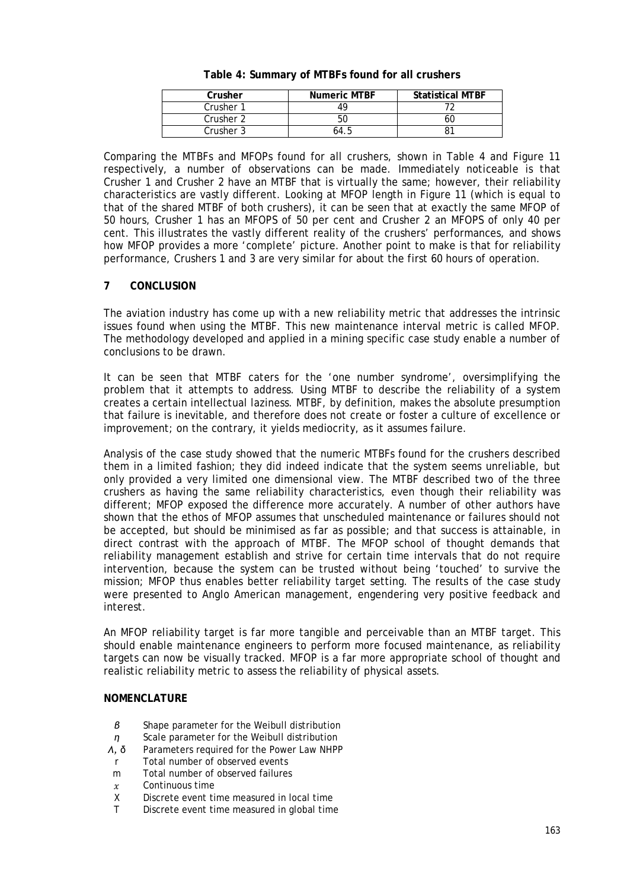**Table 4: Summary of MTBFs found for all crushers**

| Crusher | Numeric MTBF | Statistical MTBF |
| --- | --- | --- |
| Crusher 1 | 49 | 72 |
| Crusher 2 | 50 | 60 |
| Crusher 3 | 64.5 | 81 |

Comparing the MTBFs and MFOPs found for all crushers, shown in Table 4 and Figure 11 respectively, a number of observations can be made. Immediately noticeable is that Crusher 1 and Crusher 2 have an MTBF that is virtually the same; however, their reliability characteristics are vastly different. Looking at MFOP length in Figure 11 (which is equal to that of the shared MTBF of both crushers), it can be seen that at exactly the same MFOP of 50 hours, Crusher 1 has an MFOPS of 50 per cent and Crusher 2 an MFOPS of only 40 per cent. This illustrates the vastly different reality of the crushers' performances, and shows how MFOP provides a more 'complete' picture. Another point to make is that for reliability performance, Crushers 1 and 3 are very similar for about the first 60 hours of operation.

## 7 CONCLUSION

The aviation industry has come up with a new reliability metric that addresses the intrinsic issues found when using the MTBF. This new maintenance interval metric is called MFOP. The methodology developed and applied in a mining specific case study enable a number of conclusions to be drawn.

It can be seen that MTBF caters for the 'one number syndrome', oversimplifying the problem that it attempts to address. Using MTBF to describe the reliability of a system creates a certain intellectual laziness. MTBF, by definition, makes the absolute presumption that failure is inevitable, and therefore does not create or foster a culture of excellence or improvement; on the contrary, it yields mediocrity, as it assumes failure.

Analysis of the case study showed that the numeric MTBFs found for the crushers described them in a limited fashion; they did indeed indicate that the system seems unreliable, but only provided a very limited one dimensional view. The MTBF described two of the three crushers as having the same reliability characteristics, even though their reliability was different; MFOP exposed the difference more accurately. A number of other authors have shown that the ethos of MFOP assumes that unscheduled maintenance or failures should not be accepted, but should be minimised as far as possible; and that success is attainable, in direct contrast with the approach of MTBF. The MFOP school of thought demands that reliability management establish and strive for certain time intervals that do not require intervention, because the system can be trusted without being 'touched' to survive the mission; MFOP thus enables better reliability target setting. The results of the case study were presented to Anglo American management, engendering very positive feedback and interest.

An MFOP reliability target is far more tangible and perceivable than an MTBF target. This should enable maintenance engineers to perform more focused maintenance, as reliability targets can now be visually tracked. MFOP is a far more appropriate school of thought and realistic reliability metric to assess the reliability of physical assets.

## NOMENCLATURE

- $\beta$ Shape parameter for the Weibull distribution
- $\eta$ Scale parameter for the Weibull distribution
- $\Lambda, \delta$ Parameters required for the Power Law NHPP
- r Total number of observed events
- m Total number of observed failures
- $x$ Continuous time
- X Discrete event time measured in local time
- T Discrete event time measured in global time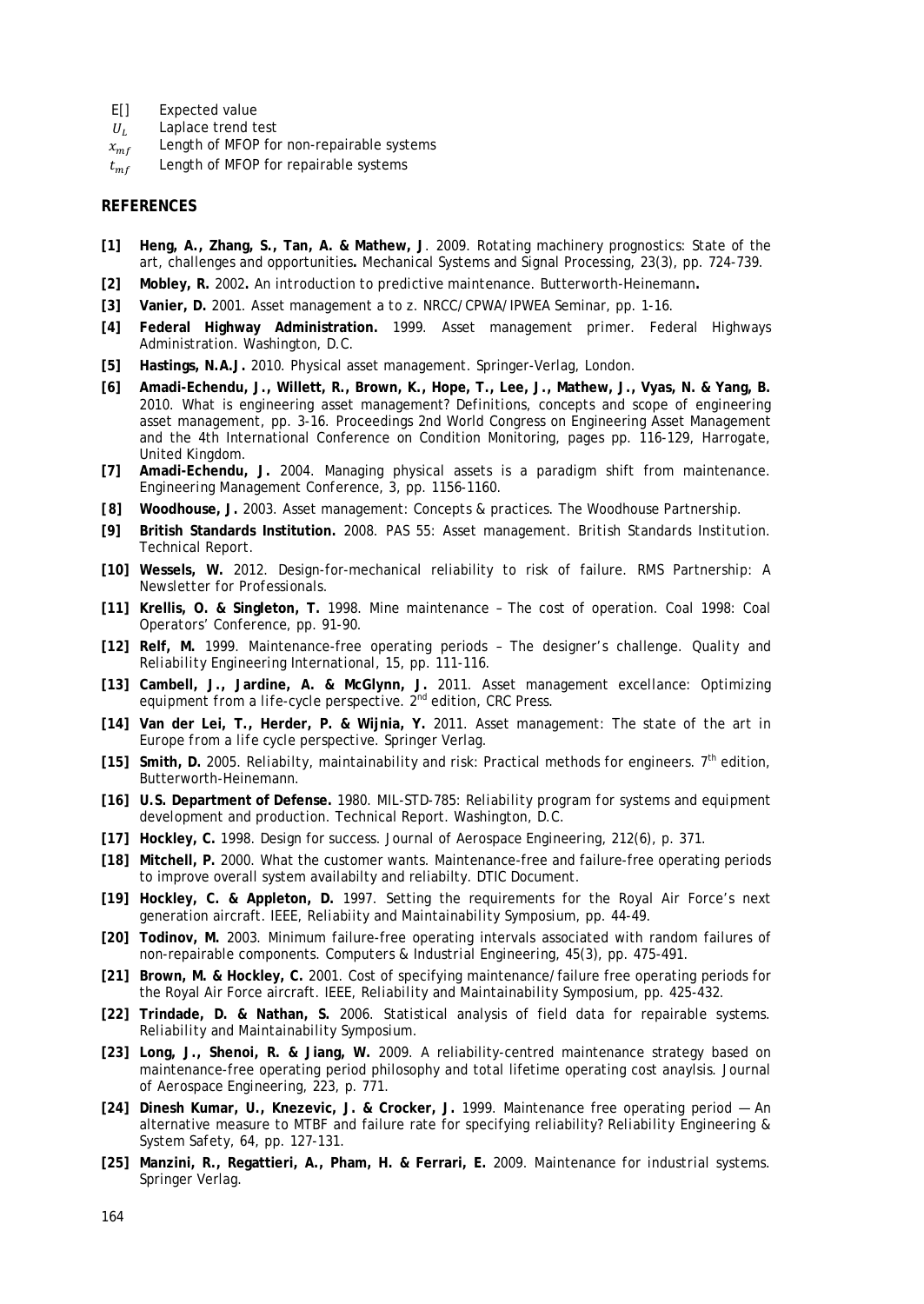| | |
|---|---|
| E[] | Expected value |
| $U_L$ | Laplace trend test |
| $x_{mf}$ | Length of MFOP for non-repairable systems |
| $t_{mf}$ | Length of MFOP for repairable systems |

## REFERENCES

**[1]** **Heng, A., Zhang, S., Tan, A. & Mathew, J**. 2009. Rotating machinery prognostics: State of the art, challenges and opportunities**.** *Mechanical Systems and Signal Processing*, 23(3), pp. 724-739.

**[2]** **Mobley, R.** 2002**.** *An introduction to predictive maintenance*. Butterworth-Heinemann**.**

**[3]** **Vanier, D.** 2001. Asset management a to z. *NRCC/CPWA/IPWEA Seminar*, pp. 1-16.

**[4]** **Federal Highway Administration.** 1999. Asset management primer. Federal Highways Administration. Washington, D.C.

**[5]** **Hastings, N.A.J.** 2010. *Physical asset management*. Springer-Verlag, London.

**[6]** **Amadi-Echendu, J., Willett, R., Brown, K., Hope, T., Lee, J., Mathew, J., Vyas, N. & Yang, B.** 2010. What is engineering asset management? *Definitions, concepts and scope of engineering asset management*, pp. 3-16. Proceedings 2nd World Congress on Engineering Asset Management and the 4th International Conference on Condition Monitoring, pages pp. 116-129, Harrogate, United Kingdom.

**[7]** **Amadi-Echendu, J.** 2004. Managing physical assets is a paradigm shift from maintenance. *Engineering Management Conference*, 3, pp. 1156-1160.

**[8]** **Woodhouse, J.** 2003. *Asset management: Concepts & practices*. The Woodhouse Partnership.

**[9]** **British Standards Institution.** 2008. PAS 55: Asset management. *British Standards Institution*. Technical Report.

**[10]** **Wessels, W.** 2012. Design-for-mechanical reliability to risk of failure. *RMS Partnership: A Newsletter for Professionals*.

**[11]** **Krellis, O. & Singleton, T.** 1998. Mine maintenance – The cost of operation. *Coal 1998: Coal Operators' Conference*, pp. 91-90.

**[12]** **Relf, M.** 1999. Maintenance-free operating periods – The designer's challenge. *Quality and Reliability Engineering International*, 15, pp. 111-116.

**[13]** **Cambell, J., Jardine, A. & McGlynn, J.** 2011. *Asset management excellance: Optimizing equipment from a life-cycle perspective*. 2nd edition, CRC Press.

**[14]** **Van der Lei, T., Herder, P. & Wijnia, Y.** 2011. *Asset management: The state of the art in Europe from a life cycle perspective*. Springer Verlag.

**[15]** **Smith, D.** 2005. *Reliabilty, maintainability and risk: Practical methods for engineers*. 7th edition, Butterworth-Heinemann.

**[16]** **U.S. Department of Defense.** 1980. MIL-STD-785: *Reliability program for systems and equipment development and production*. Technical Report. Washington, D.C.

**[17]** **Hockley, C.** 1998. Design for success. *Journal of Aerospace Engineering*, 212(6), p. 371.

**[18]** **Mitchell, P.** 2000. What the customer wants. Maintenance-free and failure-free operating periods to improve overall system availabilty and reliabilty. *DTIC Document*.

**[19]** **Hockley, C. & Appleton, D.** 1997. Setting the requirements for the Royal Air Force's next generation aircraft. *IEEE, Reliabiity and Maintainability Symposium*, pp. 44-49.

**[20]** **Todinov, M.** 2003. Minimum failure-free operating intervals associated with random failures of non-repairable components. *Computers & Industrial Engineering*, 45(3), pp. 475-491.

**[21]** **Brown, M. & Hockley, C.** 2001. Cost of specifying maintenance/failure free operating periods for the Royal Air Force aircraft. *IEEE, Reliability and Maintainability Symposium*, pp. 425-432.

**[22]** **Trindade, D. & Nathan, S.** 2006. Statistical analysis of field data for repairable systems. *Reliability and Maintainability Symposium*.

**[23]** **Long, J., Shenoi, R. & Jiang, W.** 2009. A reliability-centred maintenance strategy based on maintenance-free operating period philosophy and total lifetime operating cost anaylsis. *Journal of Aerospace Engineering*, 223, p. 771.

**[24]** **Dinesh Kumar, U., Knezevic, J. & Crocker, J.** 1999. Maintenance free operating period — An alternative measure to MTBF and failure rate for specifying reliability? *Reliability Engineering & System Safety*, 64, pp. 127-131.

**[25]** **Manzini, R., Regattieri, A., Pham, H. & Ferrari, E.** 2009. *Maintenance for industrial systems*. Springer Verlag.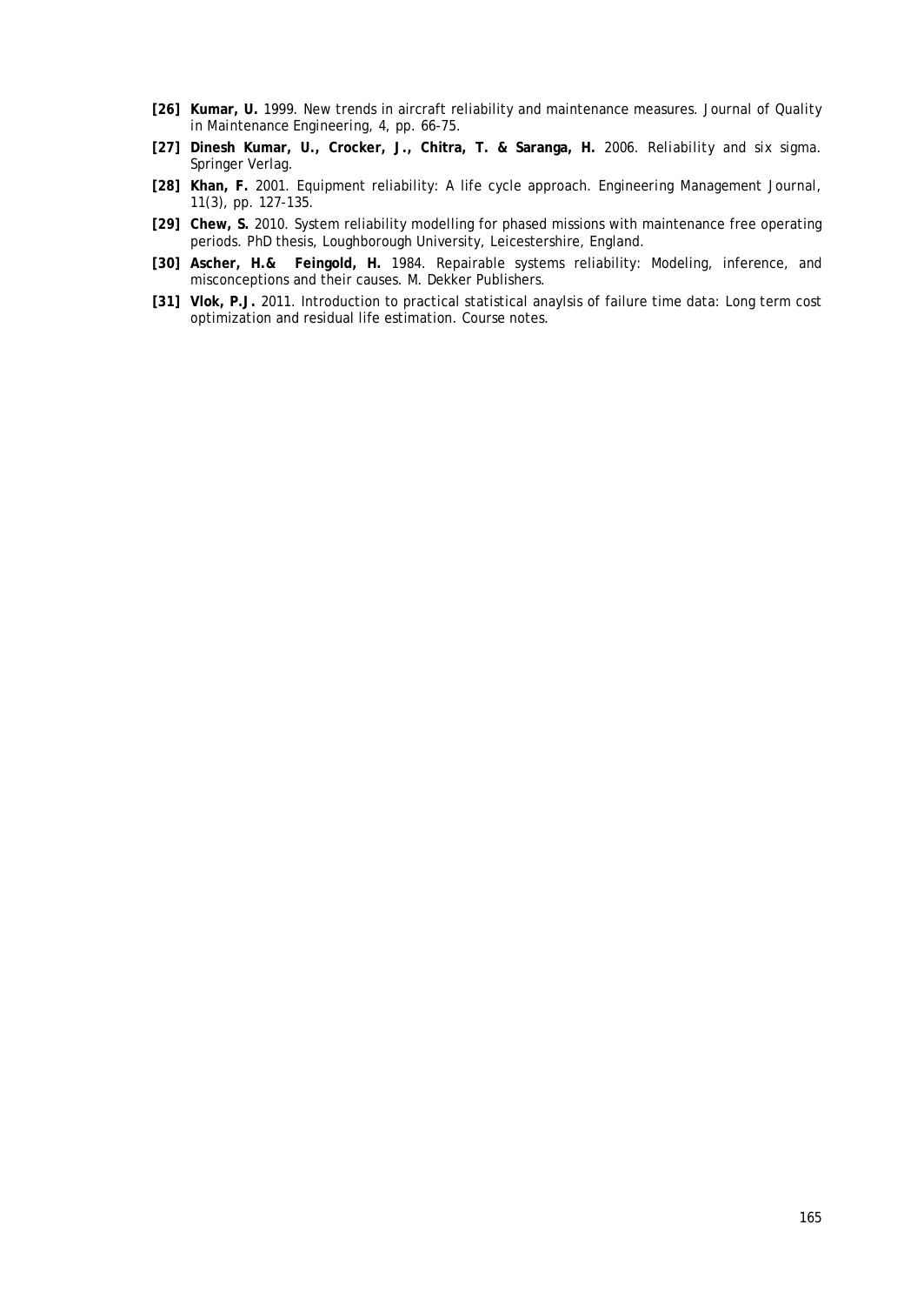**[26] Kumar, U.** 1999. New trends in aircraft reliability and maintenance measures. *Journal of Quality in Maintenance Engineering*, 4, pp. 66-75.

**[27] Dinesh Kumar, U., Crocker, J., Chitra, T. & Saranga, H.** 2006. *Reliability and six sigma*. Springer Verlag.

**[28] Khan, F.** 2001. Equipment reliability: A life cycle approach. *Engineering Management Journal*, 11(3), pp. 127-135.

**[29] Chew, S.** 2010. System reliability modelling for phased missions with maintenance free operating periods. PhD thesis, Loughborough University, Leicestershire, England.

**[30] Ascher, H.& Feingold, H.** 1984. Repairable systems reliability: Modeling, inference, and misconceptions and their causes. M. Dekker Publishers.

**[31] Vlok, P.J.** 2011. Introduction to practical statistical anaylsis of failure time data: Long term cost optimization and residual life estimation. Course notes.